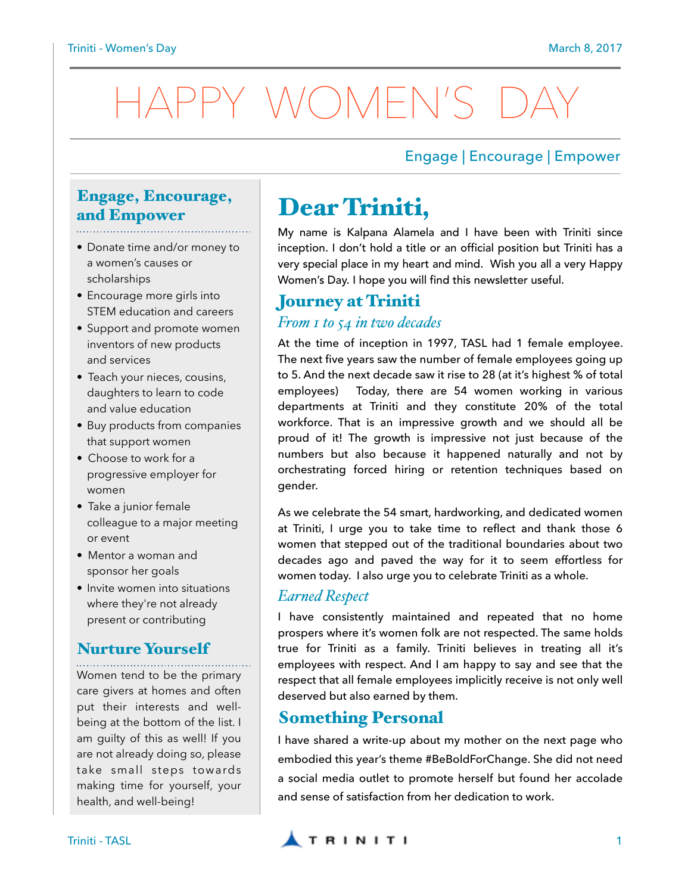# HAPPY WOMEN'S DAY

Engage | Encourage | Empower

## Dear Triniti,

My name is Kalpana Alamela and I have been with Triniti since inception. I don't hold a title or an official position but Triniti has a very special place in my heart and mind. Wish you all a very Happy Women's Day. I hope you will find this newsletter useful.

## Journey at Triniti

*From 1 to 54 in two decades*

At the time of inception in 1997, TASL had 1 female employee. The next five years saw the number of female employees going up to 5. And the next decade saw it rise to 28 (at it's highest % of total employees) Today, there are 54 women working in various departments at Triniti and they constitute 20% of the total workforce. That is an impressive growth and we should all be proud of it! The growth is impressive not just because of the numbers but also because it happened naturally and not by orchestrating forced hiring or retention techniques based on gender.

As we celebrate the 54 smart, hardworking, and dedicated women at Triniti, I urge you to take time to reflect and thank those 6 women that stepped out of the traditional boundaries about two decades ago and paved the way for it to seem effortless for women today. I also urge you to celebrate Triniti as a whole.

*Earned Respect*

I have consistently maintained and repeated that no home prospers where it's women folk are not respected. The same holds true for Triniti as a family. Triniti believes in treating all it's employees with respect. And I am happy to say and see that the respect that all female employees implicitly receive is not only well deserved but also earned by them.

## Something Personal

I have shared a write-up about my mother on the next page who embodied this year's theme #BeBoldForChange. She did not need a social media outlet to promote herself but found her accolade and sense of satisfaction from her dedication to work.

### Engage, Encourage, and Empower

- Donate time and/or money to a women's causes or scholarships
- Encourage more girls into STEM education and careers
- Support and promote women inventors of new products and services
- Teach your nieces, cousins, daughters to learn to code and value education
- Buy products from companies that support women
- Choose to work for a progressive employer for women
- Take a junior female colleague to a major meeting or event
- Mentor a woman and sponsor her goals
- Invite women into situations where they're not already present or contributing

### Nurture Yourself

Women tend to be the primary care givers at homes and often put their interests and well-being at the bottom of the list. I am guilty of this as well! If you are not already doing so, please take small steps towards making time for yourself, your health, and well-being!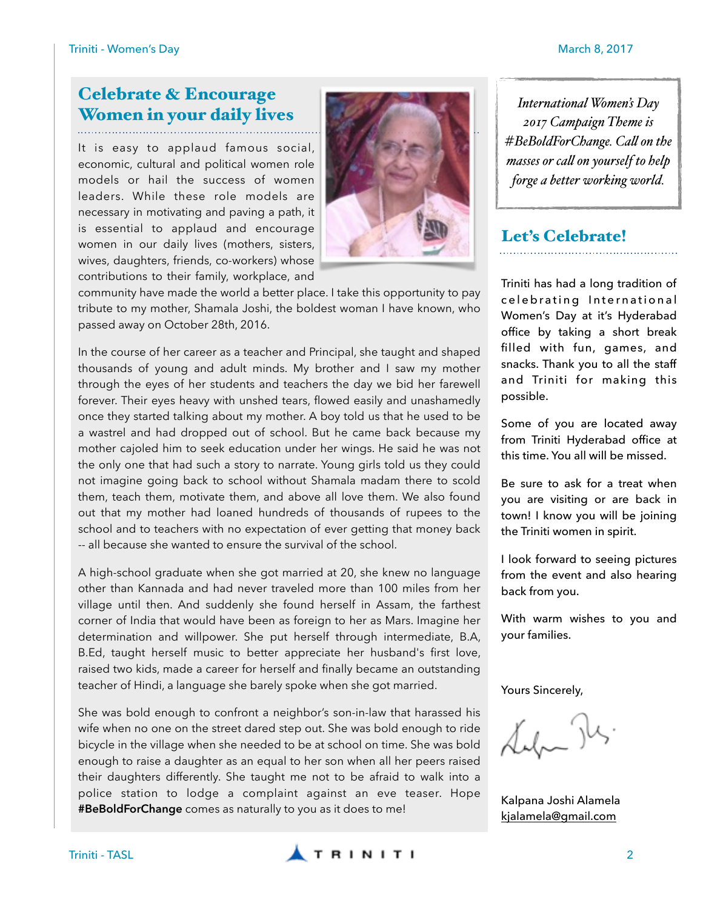## Celebrate & Encourage Women in your daily lives

It is easy to applaud famous social, economic, cultural and political women role models or hail the success of women leaders. While these role models are necessary in motivating and paving a path, it is essential to applaud and encourage women in our daily lives (mothers, sisters, wives, daughters, friends, co-workers) whose contributions to their family, workplace, and community have made the world a better place. I take this opportunity to pay tribute to my mother, Shamala Joshi, the boldest woman I have known, who passed away on October 28th, 2016.

In the course of her career as a teacher and Principal, she taught and shaped thousands of young and adult minds. My brother and I saw my mother through the eyes of her students and teachers the day we bid her farewell forever. Their eyes heavy with unshed tears, flowed easily and unashamedly once they started talking about my mother. A boy told us that he used to be a wastrel and had dropped out of school. But he came back because my mother cajoled him to seek education under her wings. He said he was not the only one that had such a story to narrate. Young girls told us they could not imagine going back to school without Shamala madam there to scold them, teach them, motivate them, and above all love them. We also found out that my mother had loaned hundreds of thousands of rupees to the school and to teachers with no expectation of ever getting that money back -- all because she wanted to ensure the survival of the school.

A high-school graduate when she got married at 20, she knew no language other than Kannada and had never traveled more than 100 miles from her village until then. And suddenly she found herself in Assam, the farthest corner of India that would have been as foreign to her as Mars. Imagine her determination and willpower. She put herself through intermediate, B.A, B.Ed, taught herself music to better appreciate her husband's first love, raised two kids, made a career for herself and finally became an outstanding teacher of Hindi, a language she barely spoke when she got married.

She was bold enough to confront a neighbor's son-in-law that harassed his wife when no one on the street dared step out. She was bold enough to ride bicycle in the village when she needed to be at school on time. She was bold enough to raise a daughter as an equal to her son when all her peers raised their daughters differently. She taught me not to be afraid to walk into a police station to lodge a complaint against an eve teaser. Hope **#BeBoldForChange** comes as naturally to you as it does to me!

*International Women's Day 2017 Campaign Theme is #BeBoldForChange. Call on the masses or call on yourself to help forge a better working world.*

## Let's Celebrate!

Triniti has had a long tradition of celebrating International Women's Day at it's Hyderabad office by taking a short break filled with fun, games, and snacks. Thank you to all the staff and Triniti for making this possible.

Some of you are located away from Triniti Hyderabad office at this time. You all will be missed.

Be sure to ask for a treat when you are visiting or are back in town! I know you will be joining the Triniti women in spirit.

I look forward to seeing pictures from the event and also hearing back from you.

With warm wishes to you and your families.

Yours Sincerely,

Kalpana Joshi Alamela
kjalamela@gmail.com